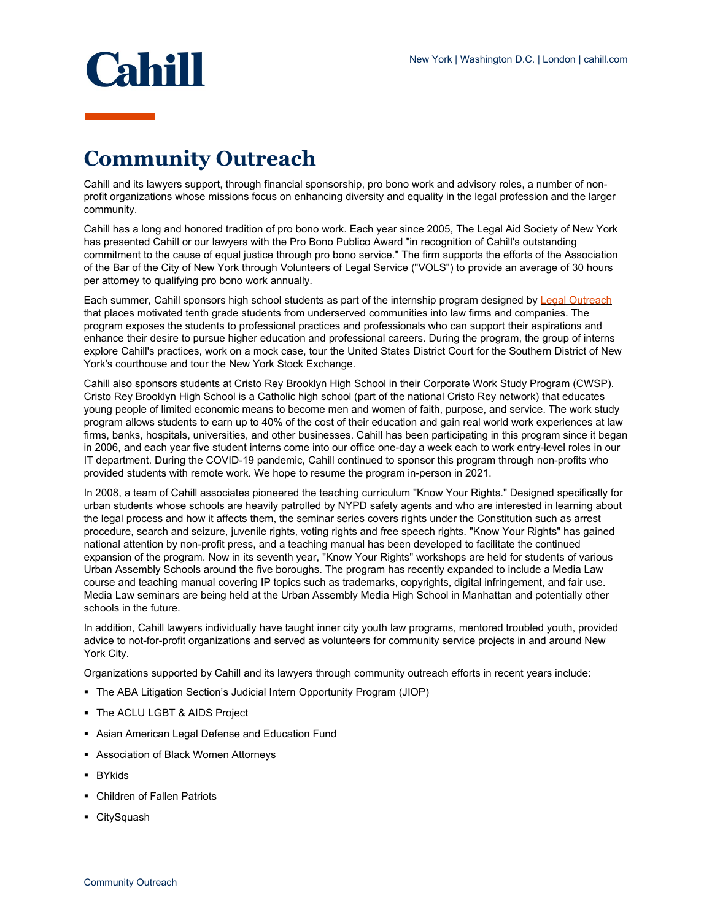# Community Outreach

Cahill and its lawyers support, through financial sponsorship, pro bono work and advisory roles, a number of non-profit organizations whose missions focus on enhancing diversity and equality in the legal profession and the larger community.

Cahill has a long and honored tradition of pro bono work. Each year since 2005, The Legal Aid Society of New York has presented Cahill or our lawyers with the Pro Bono Publico Award "in recognition of Cahill's outstanding commitment to the cause of equal justice through pro bono service." The firm supports the efforts of the Association of the Bar of the City of New York through Volunteers of Legal Service ("VOLS") to provide an average of 30 hours per attorney to qualifying pro bono work annually.

Each summer, Cahill sponsors high school students as part of the internship program designed by Legal Outreach that places motivated tenth grade students from underserved communities into law firms and companies. The program exposes the students to professional practices and professionals who can support their aspirations and enhance their desire to pursue higher education and professional careers. During the program, the group of interns explore Cahill's practices, work on a mock case, tour the United States District Court for the Southern District of New York's courthouse and tour the New York Stock Exchange.

Cahill also sponsors students at Cristo Rey Brooklyn High School in their Corporate Work Study Program (CWSP). Cristo Rey Brooklyn High School is a Catholic high school (part of the national Cristo Rey network) that educates young people of limited economic means to become men and women of faith, purpose, and service. The work study program allows students to earn up to 40% of the cost of their education and gain real world work experiences at law firms, banks, hospitals, universities, and other businesses. Cahill has been participating in this program since it began in 2006, and each year five student interns come into our office one-day a week each to work entry-level roles in our IT department. During the COVID-19 pandemic, Cahill continued to sponsor this program through non-profits who provided students with remote work. We hope to resume the program in-person in 2021.

In 2008, a team of Cahill associates pioneered the teaching curriculum "Know Your Rights." Designed specifically for urban students whose schools are heavily patrolled by NYPD safety agents and who are interested in learning about the legal process and how it affects them, the seminar series covers rights under the Constitution such as arrest procedure, search and seizure, juvenile rights, voting rights and free speech rights. "Know Your Rights" has gained national attention by non-profit press, and a teaching manual has been developed to facilitate the continued expansion of the program. Now in its seventh year, "Know Your Rights" workshops are held for students of various Urban Assembly Schools around the five boroughs. The program has recently expanded to include a Media Law course and teaching manual covering IP topics such as trademarks, copyrights, digital infringement, and fair use. Media Law seminars are being held at the Urban Assembly Media High School in Manhattan and potentially other schools in the future.

In addition, Cahill lawyers individually have taught inner city youth law programs, mentored troubled youth, provided advice to not-for-profit organizations and served as volunteers for community service projects in and around New York City.

Organizations supported by Cahill and its lawyers through community outreach efforts in recent years include:

- The ABA Litigation Section's Judicial Intern Opportunity Program (JIOP)
- The ACLU LGBT & AIDS Project
- Asian American Legal Defense and Education Fund
- Association of Black Women Attorneys
- BYkids
- Children of Fallen Patriots
- CitySquash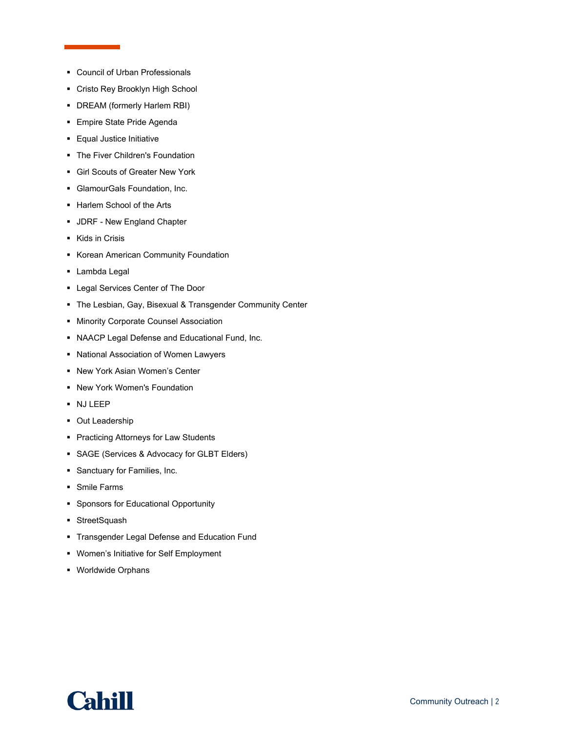- Council of Urban Professionals
- Cristo Rey Brooklyn High School
- DREAM (formerly Harlem RBI)
- Empire State Pride Agenda
- Equal Justice Initiative
- The Fiver Children's Foundation
- Girl Scouts of Greater New York
- GlamourGals Foundation, Inc.
- Harlem School of the Arts
- JDRF - New England Chapter
- Kids in Crisis
- Korean American Community Foundation
- Lambda Legal
- Legal Services Center of The Door
- The Lesbian, Gay, Bisexual & Transgender Community Center
- Minority Corporate Counsel Association
- NAACP Legal Defense and Educational Fund, Inc.
- National Association of Women Lawyers
- New York Asian Women’s Center
- New York Women's Foundation
- NJ LEEP
- Out Leadership
- Practicing Attorneys for Law Students
- SAGE (Services & Advocacy for GLBT Elders)
- Sanctuary for Families, Inc.
- Smile Farms
- Sponsors for Educational Opportunity
- StreetSquash
- Transgender Legal Defense and Education Fund
- Women’s Initiative for Self Employment
- Worldwide Orphans